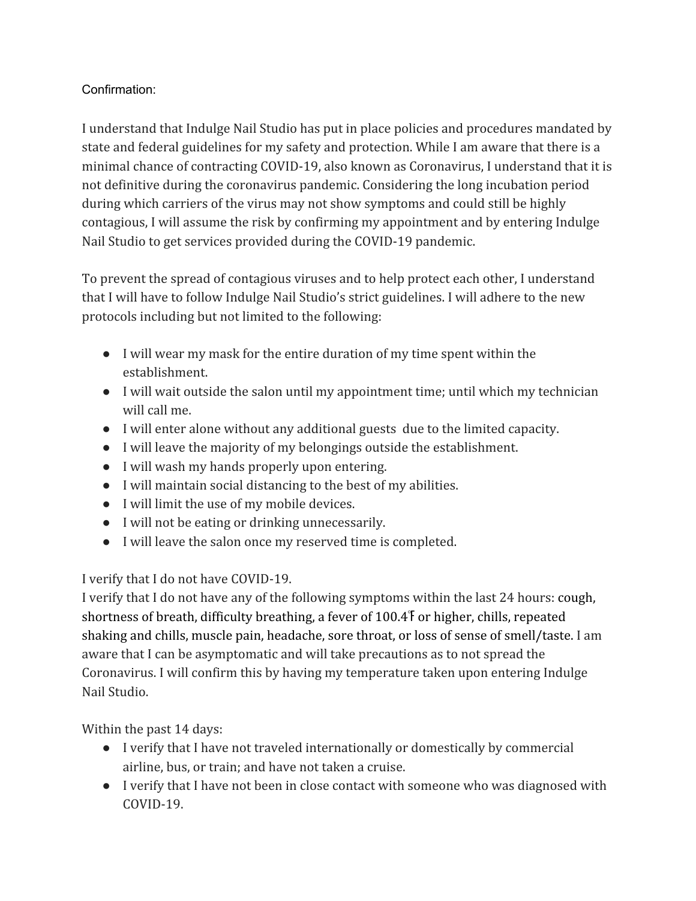Confirmation:

I understand that Indulge Nail Studio has put in place policies and procedures mandated by state and federal guidelines for my safety and protection. While I am aware that there is a minimal chance of contracting COVID-19, also known as Coronavirus, I understand that it is not definitive during the coronavirus pandemic. Considering the long incubation period during which carriers of the virus may not show symptoms and could still be highly contagious, I will assume the risk by confirming my appointment and by entering Indulge Nail Studio to get services provided during the COVID-19 pandemic.

To prevent the spread of contagious viruses and to help protect each other, I understand that I will have to follow Indulge Nail Studio's strict guidelines. I will adhere to the new protocols including but not limited to the following:

- I will wear my mask for the entire duration of my time spent within the establishment.
- I will wait outside the salon until my appointment time; until which my technician will call me.
- I will enter alone without any additional guests due to the limited capacity.
- I will leave the majority of my belongings outside the establishment.
- I will wash my hands properly upon entering.
- I will maintain social distancing to the best of my abilities.
- I will limit the use of my mobile devices.
- I will not be eating or drinking unnecessarily.
- I will leave the salon once my reserved time is completed.

I verify that I do not have COVID-19.
I verify that I do not have any of the following symptoms within the last 24 hours: cough, shortness of breath, difficulty breathing, a fever of 100.4℉ or higher, chills, repeated shaking and chills, muscle pain, headache, sore throat, or loss of sense of smell/taste. I am aware that I can be asymptomatic and will take precautions as to not spread the Coronavirus. I will confirm this by having my temperature taken upon entering Indulge Nail Studio.

Within the past 14 days:

- I verify that I have not traveled internationally or domestically by commercial airline, bus, or train; and have not taken a cruise.
- I verify that I have not been in close contact with someone who was diagnosed with COVID-19.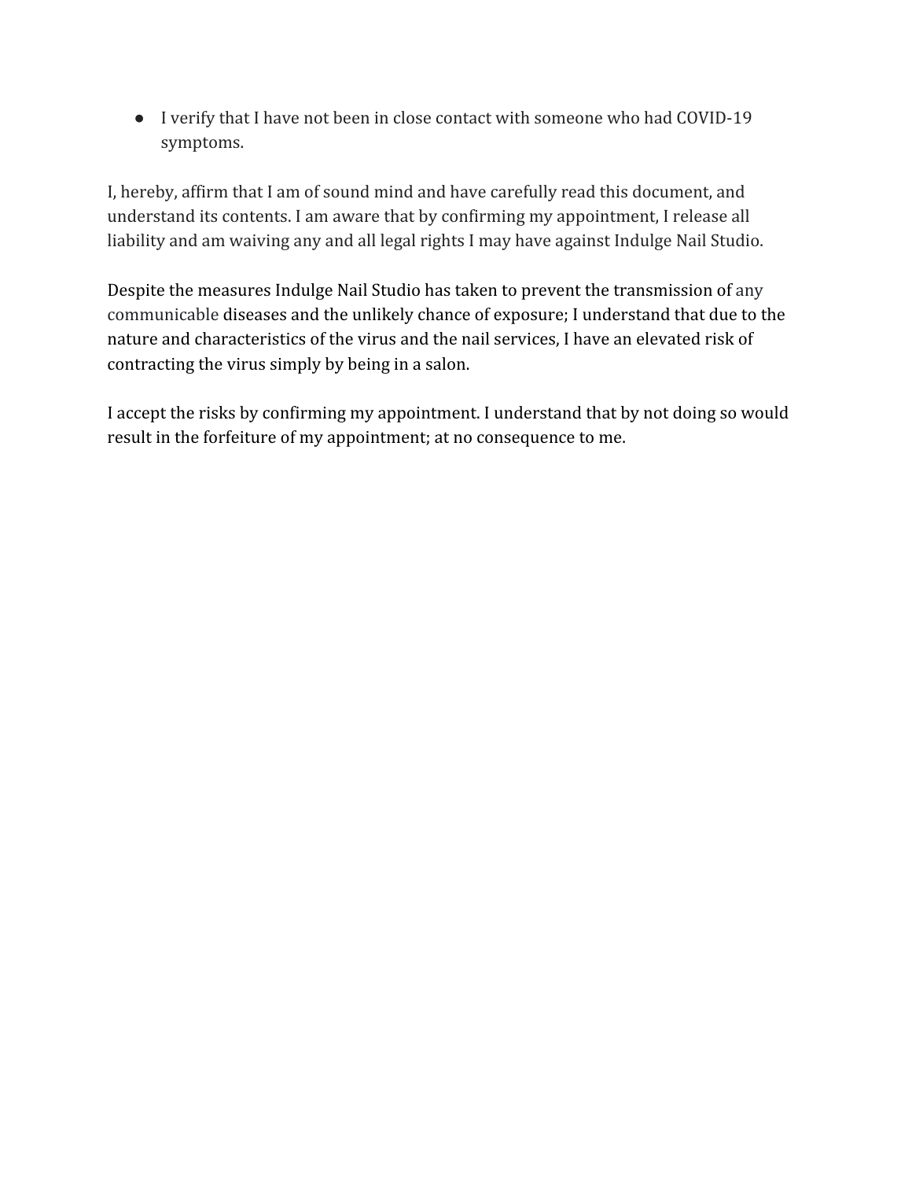- I verify that I have not been in close contact with someone who had COVID-19 symptoms.

I, hereby, affirm that I am of sound mind and have carefully read this document, and understand its contents. I am aware that by confirming my appointment, I release all liability and am waiving any and all legal rights I may have against Indulge Nail Studio.

Despite the measures Indulge Nail Studio has taken to prevent the transmission of any communicable diseases and the unlikely chance of exposure; I understand that due to the nature and characteristics of the virus and the nail services, I have an elevated risk of contracting the virus simply by being in a salon.

I accept the risks by confirming my appointment. I understand that by not doing so would result in the forfeiture of my appointment; at no consequence to me.